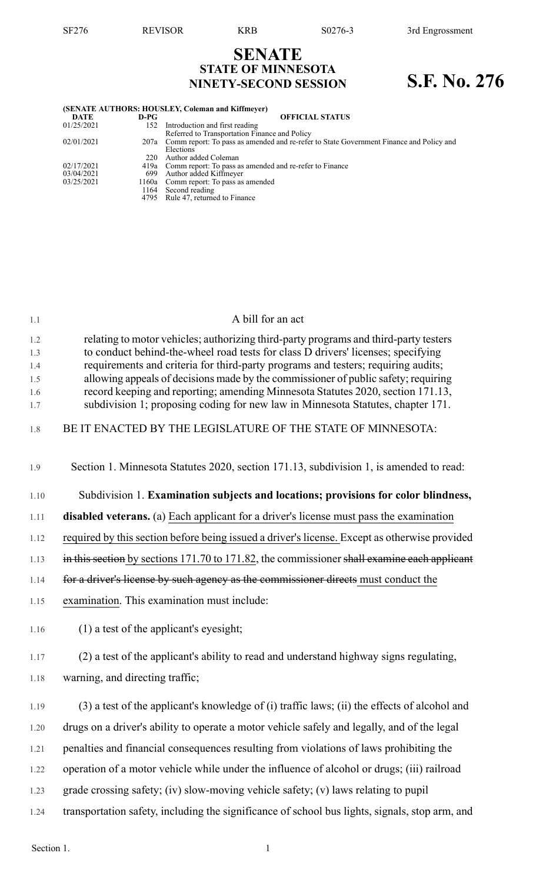SF276 REVISOR KRB S0276-3 3rd Engrossment

# SENATE
## STATE OF MINNESOTA
## NINETY-SECOND SESSION

# S.F. No. 276

**(SENATE AUTHORS: HOUSLEY, Coleman and Kiffmeyer)**

| DATE | D-PG | OFFICIAL STATUS |
|---|---|---|
| 01/25/2021 | 152 | Introduction and first reading<br>Referred to Transportation Finance and Policy |
| 02/01/2021 | 207a | Comm report: To pass as amended and re-refer to State Government Finance and Policy and Elections |
| | 220 | Author added Coleman |
| 02/17/2021 | 419a | Comm report: To pass as amended and re-refer to Finance |
| 03/04/2021 | 699 | Author added Kiffmeyer |
| 03/25/2021 | 1160a | Comm report: To pass as amended |
| | 1164 | Second reading |
| | 4795 | Rule 47, returned to Finance |

A bill for an act

relating to motor vehicles; authorizing third-party programs and third-party testers to conduct behind-the-wheel road tests for class D drivers' licenses; specifying requirements and criteria for third-party programs and testers; requiring audits; allowing appeals of decisions made by the commissioner of public safety; requiring record keeping and reporting; amending Minnesota Statutes 2020, section 171.13, subdivision 1; proposing coding for new law in Minnesota Statutes, chapter 171.

BE IT ENACTED BY THE LEGISLATURE OF THE STATE OF MINNESOTA:

Section 1. Minnesota Statutes 2020, section 171.13, subdivision 1, is amended to read:

Subdivision 1. **Examination subjects and locations; provisions for color blindness, disabled veterans.** (a) Each applicant for a driver's license must pass the examination required by this section before being issued a driver's license. Except as otherwise provided ~~in this section~~ by sections 171.70 to 171.82, the commissioner ~~shall examine each applicant for a driver's license by such agency as the commissioner directs~~ must conduct the examination. This examination must include:

(1) a test of the applicant's eyesight;

(2) a test of the applicant's ability to read and understand highway signs regulating, warning, and directing traffic;

(3) a test of the applicant's knowledge of (i) traffic laws; (ii) the effects of alcohol and drugs on a driver's ability to operate a motor vehicle safely and legally, and of the legal penalties and financial consequences resulting from violations of laws prohibiting the operation of a motor vehicle while under the influence of alcohol or drugs; (iii) railroad grade crossing safety; (iv) slow-moving vehicle safety; (v) laws relating to pupil transportation safety, including the significance of school bus lights, signals, stop arm, and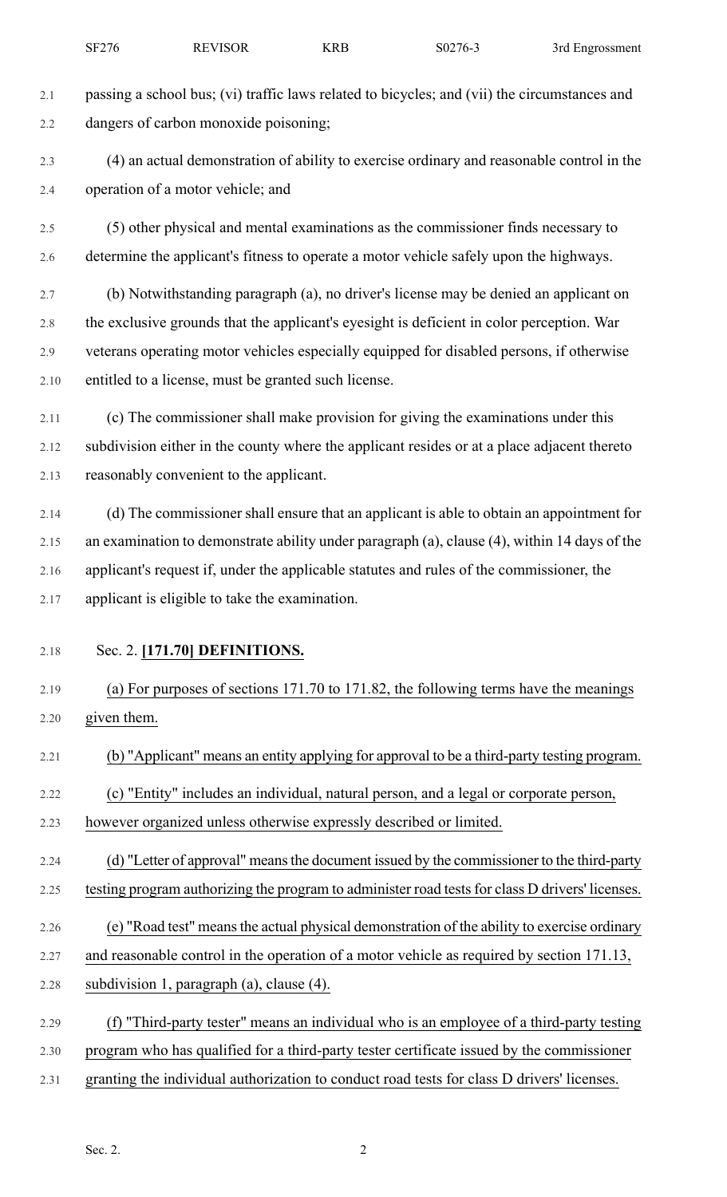passing a school bus; (vi) traffic laws related to bicycles; and (vii) the circumstances and dangers of carbon monoxide poisoning;

(4) an actual demonstration of ability to exercise ordinary and reasonable control in the operation of a motor vehicle; and

(5) other physical and mental examinations as the commissioner finds necessary to determine the applicant's fitness to operate a motor vehicle safely upon the highways.

(b) Notwithstanding paragraph (a), no driver's license may be denied an applicant on the exclusive grounds that the applicant's eyesight is deficient in color perception. War veterans operating motor vehicles especially equipped for disabled persons, if otherwise entitled to a license, must be granted such license.

(c) The commissioner shall make provision for giving the examinations under this subdivision either in the county where the applicant resides or at a place adjacent thereto reasonably convenient to the applicant.

(d) The commissioner shall ensure that an applicant is able to obtain an appointment for an examination to demonstrate ability under paragraph (a), clause (4), within 14 days of the applicant's request if, under the applicable statutes and rules of the commissioner, the applicant is eligible to take the examination.

Sec. 2. **[171.70] DEFINITIONS.**

(a) For purposes of sections 171.70 to 171.82, the following terms have the meanings given them.

(b) "Applicant" means an entity applying for approval to be a third-party testing program.

(c) "Entity" includes an individual, natural person, and a legal or corporate person, however organized unless otherwise expressly described or limited.

(d) "Letter of approval" means the document issued by the commissioner to the third-party testing program authorizing the program to administer road tests for class D drivers' licenses.

(e) "Road test" means the actual physical demonstration of the ability to exercise ordinary and reasonable control in the operation of a motor vehicle as required by section 171.13, subdivision 1, paragraph (a), clause (4).

(f) "Third-party tester" means an individual who is an employee of a third-party testing program who has qualified for a third-party tester certificate issued by the commissioner granting the individual authorization to conduct road tests for class D drivers' licenses.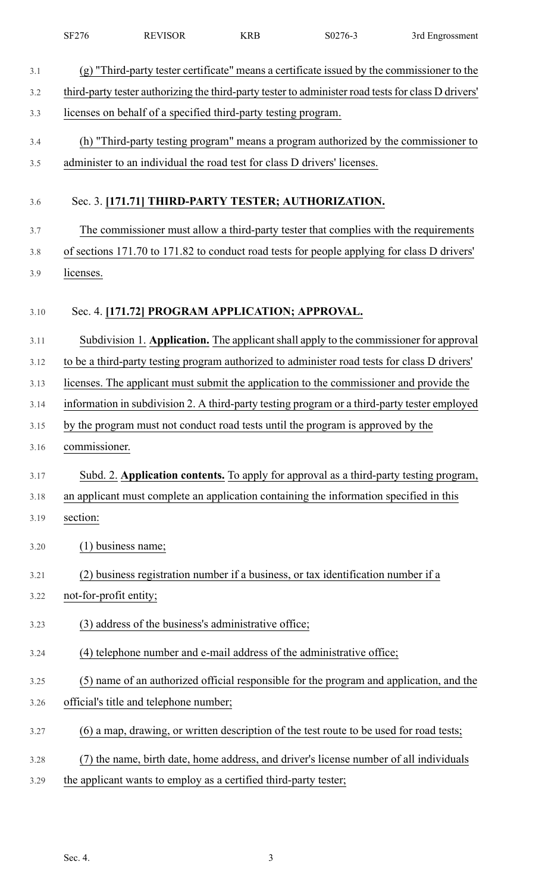(g) "Third-party tester certificate" means a certificate issued by the commissioner to the third-party tester authorizing the third-party tester to administer road tests for class D drivers' licenses on behalf of a specified third-party testing program.

(h) "Third-party testing program" means a program authorized by the commissioner to administer to an individual the road test for class D drivers' licenses.

Sec. 3. **[171.71] THIRD-PARTY TESTER; AUTHORIZATION.**

The commissioner must allow a third-party tester that complies with the requirements of sections 171.70 to 171.82 to conduct road tests for people applying for class D drivers' licenses.

Sec. 4. **[171.72] PROGRAM APPLICATION; APPROVAL.**

Subdivision 1. **Application.** The applicant shall apply to the commissioner for approval to be a third-party testing program authorized to administer road tests for class D drivers' licenses. The applicant must submit the application to the commissioner and provide the information in subdivision 2. A third-party testing program or a third-party tester employed by the program must not conduct road tests until the program is approved by the commissioner.

Subd. 2. **Application contents.** To apply for approval as a third-party testing program, an applicant must complete an application containing the information specified in this section:

(1) business name;

(2) business registration number if a business, or tax identification number if a not-for-profit entity;

(3) address of the business's administrative office;

(4) telephone number and e-mail address of the administrative office;

(5) name of an authorized official responsible for the program and application, and the official's title and telephone number;

(6) a map, drawing, or written description of the test route to be used for road tests;

(7) the name, birth date, home address, and driver's license number of all individuals the applicant wants to employ as a certified third-party tester;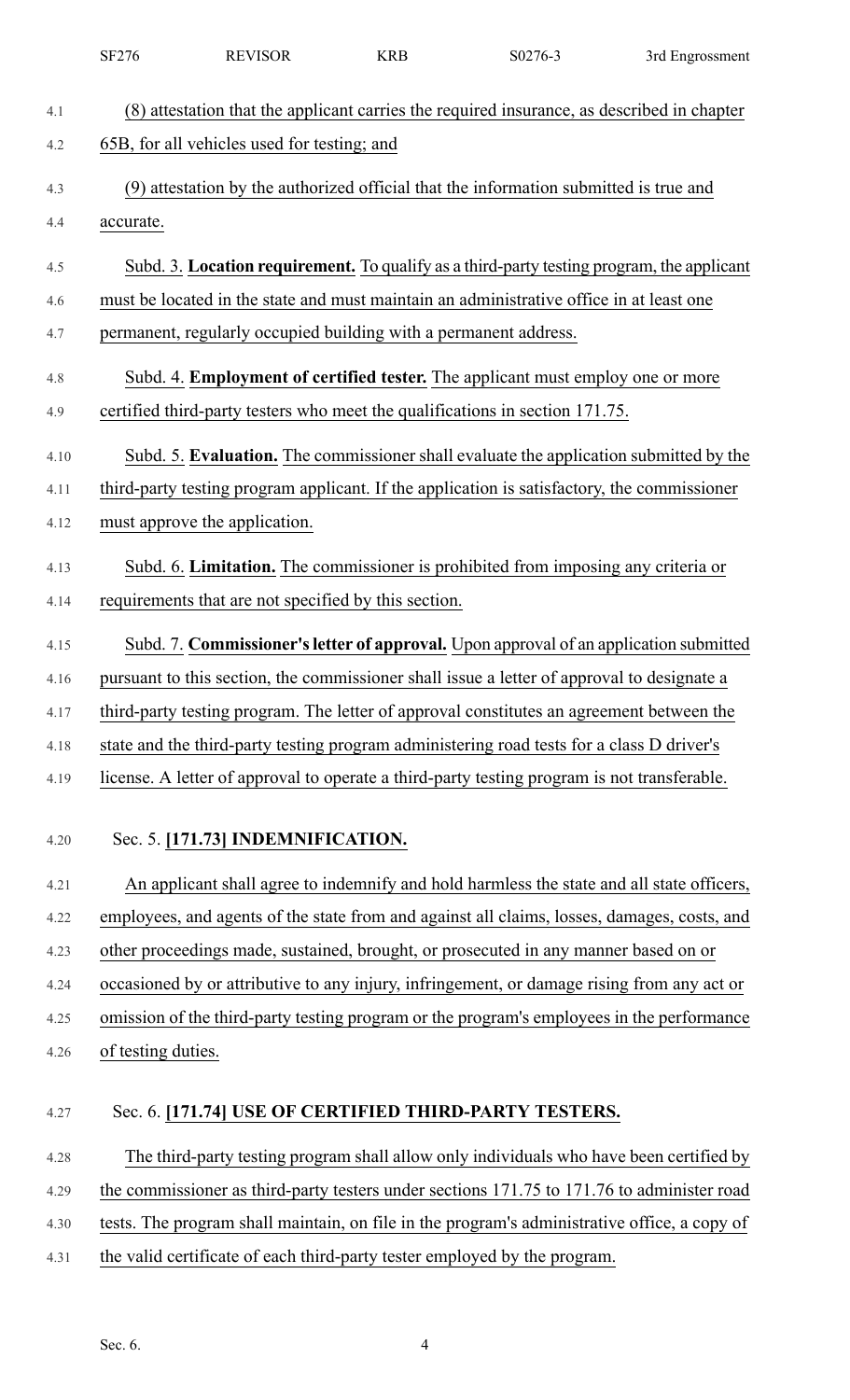(8) attestation that the applicant carries the required insurance, as described in chapter 65B, for all vehicles used for testing; and

(9) attestation by the authorized official that the information submitted is true and accurate.

Subd. 3. **Location requirement.** To qualify as a third-party testing program, the applicant must be located in the state and must maintain an administrative office in at least one permanent, regularly occupied building with a permanent address.

Subd. 4. **Employment of certified tester.** The applicant must employ one or more certified third-party testers who meet the qualifications in section 171.75.

Subd. 5. **Evaluation.** The commissioner shall evaluate the application submitted by the third-party testing program applicant. If the application is satisfactory, the commissioner must approve the application.

Subd. 6. **Limitation.** The commissioner is prohibited from imposing any criteria or requirements that are not specified by this section.

Subd. 7. **Commissioner's letter of approval.** Upon approval of an application submitted pursuant to this section, the commissioner shall issue a letter of approval to designate a third-party testing program. The letter of approval constitutes an agreement between the state and the third-party testing program administering road tests for a class D driver's license. A letter of approval to operate a third-party testing program is not transferable.

Sec. 5. **[171.73] INDEMNIFICATION.**

An applicant shall agree to indemnify and hold harmless the state and all state officers, employees, and agents of the state from and against all claims, losses, damages, costs, and other proceedings made, sustained, brought, or prosecuted in any manner based on or occasioned by or attributive to any injury, infringement, or damage rising from any act or omission of the third-party testing program or the program's employees in the performance of testing duties.

Sec. 6. **[171.74] USE OF CERTIFIED THIRD-PARTY TESTERS.**

The third-party testing program shall allow only individuals who have been certified by the commissioner as third-party testers under sections 171.75 to 171.76 to administer road tests. The program shall maintain, on file in the program's administrative office, a copy of the valid certificate of each third-party tester employed by the program.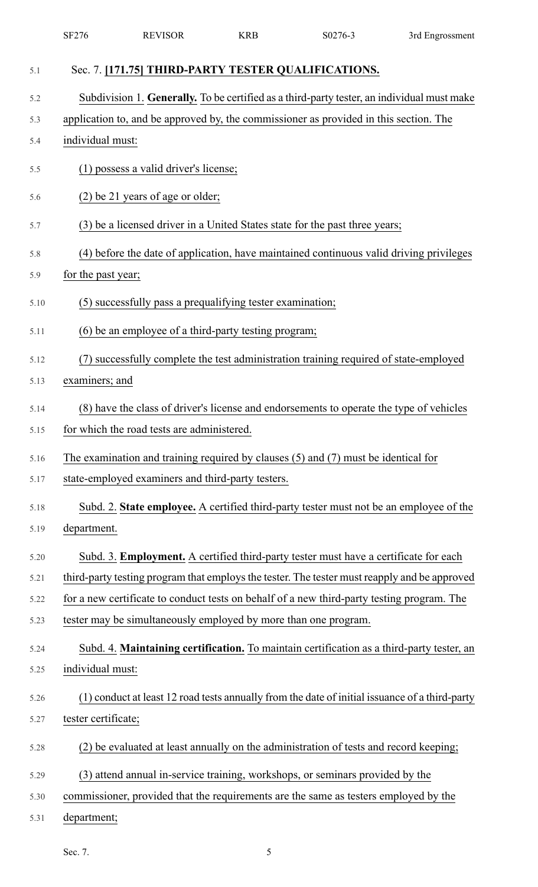Sec. 7. **[171.75] THIRD-PARTY TESTER QUALIFICATIONS.**

Subdivision 1. **Generally.** To be certified as a third-party tester, an individual must make application to, and be approved by, the commissioner as provided in this section. The individual must:

(1) possess a valid driver's license;

(2) be 21 years of age or older;

(3) be a licensed driver in a United States state for the past three years;

(4) before the date of application, have maintained continuous valid driving privileges for the past year;

(5) successfully pass a prequalifying tester examination;

(6) be an employee of a third-party testing program;

(7) successfully complete the test administration training required of state-employed examiners; and

(8) have the class of driver's license and endorsements to operate the type of vehicles for which the road tests are administered.

The examination and training required by clauses (5) and (7) must be identical for state-employed examiners and third-party testers.

Subd. 2. **State employee.** A certified third-party tester must not be an employee of the department.

Subd. 3. **Employment.** A certified third-party tester must have a certificate for each third-party testing program that employs the tester. The tester must reapply and be approved for a new certificate to conduct tests on behalf of a new third-party testing program. The tester may be simultaneously employed by more than one program.

Subd. 4. **Maintaining certification.** To maintain certification as a third-party tester, an individual must:

(1) conduct at least 12 road tests annually from the date of initial issuance of a third-party tester certificate;

(2) be evaluated at least annually on the administration of tests and record keeping;

(3) attend annual in-service training, workshops, or seminars provided by the commissioner, provided that the requirements are the same as testers employed by the department;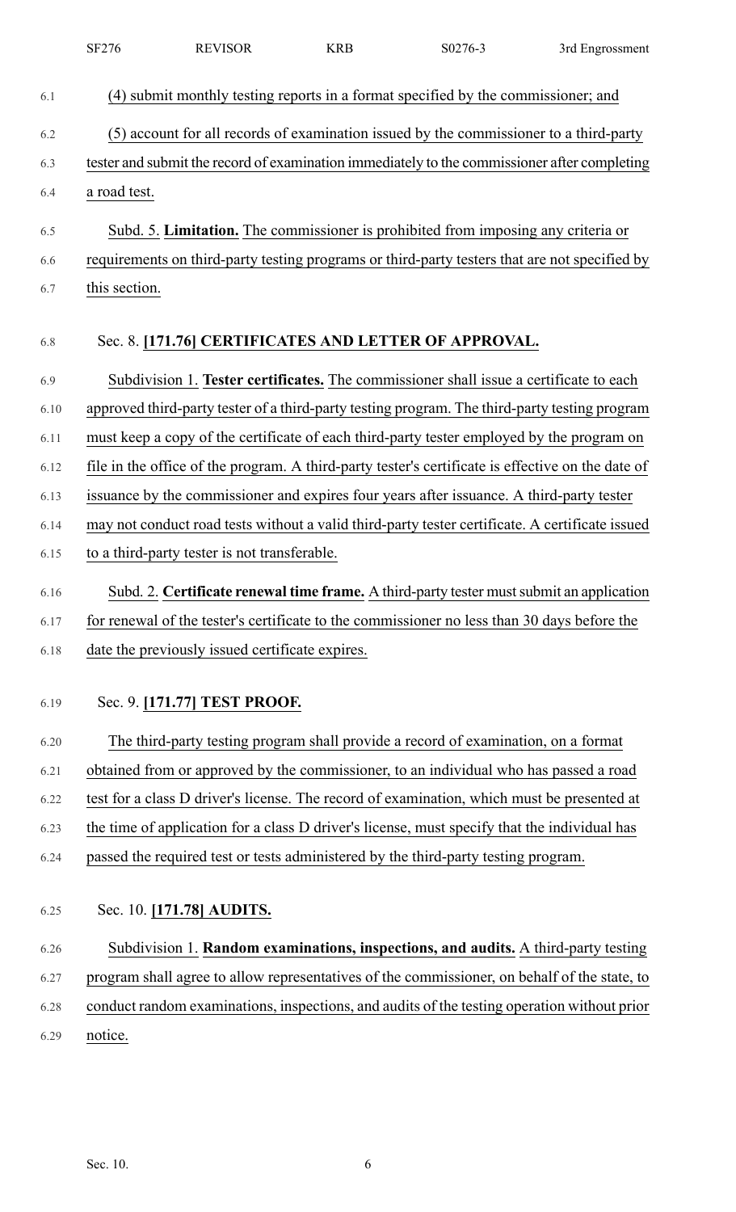(4) submit monthly testing reports in a format specified by the commissioner; and

(5) account for all records of examination issued by the commissioner to a third-party tester and submit the record of examination immediately to the commissioner after completing a road test.

Subd. 5. **Limitation.** The commissioner is prohibited from imposing any criteria or requirements on third-party testing programs or third-party testers that are not specified by this section.

Sec. 8. **[171.76] CERTIFICATES AND LETTER OF APPROVAL.**

Subdivision 1. **Tester certificates.** The commissioner shall issue a certificate to each approved third-party tester of a third-party testing program. The third-party testing program must keep a copy of the certificate of each third-party tester employed by the program on file in the office of the program. A third-party tester's certificate is effective on the date of issuance by the commissioner and expires four years after issuance. A third-party tester may not conduct road tests without a valid third-party tester certificate. A certificate issued to a third-party tester is not transferable.

Subd. 2. **Certificate renewal time frame.** A third-party tester must submit an application for renewal of the tester's certificate to the commissioner no less than 30 days before the date the previously issued certificate expires.

Sec. 9. **[171.77] TEST PROOF.**

The third-party testing program shall provide a record of examination, on a format obtained from or approved by the commissioner, to an individual who has passed a road test for a class D driver's license. The record of examination, which must be presented at the time of application for a class D driver's license, must specify that the individual has passed the required test or tests administered by the third-party testing program.

Sec. 10. **[171.78] AUDITS.**

Subdivision 1. **Random examinations, inspections, and audits.** A third-party testing program shall agree to allow representatives of the commissioner, on behalf of the state, to conduct random examinations, inspections, and audits of the testing operation without prior notice.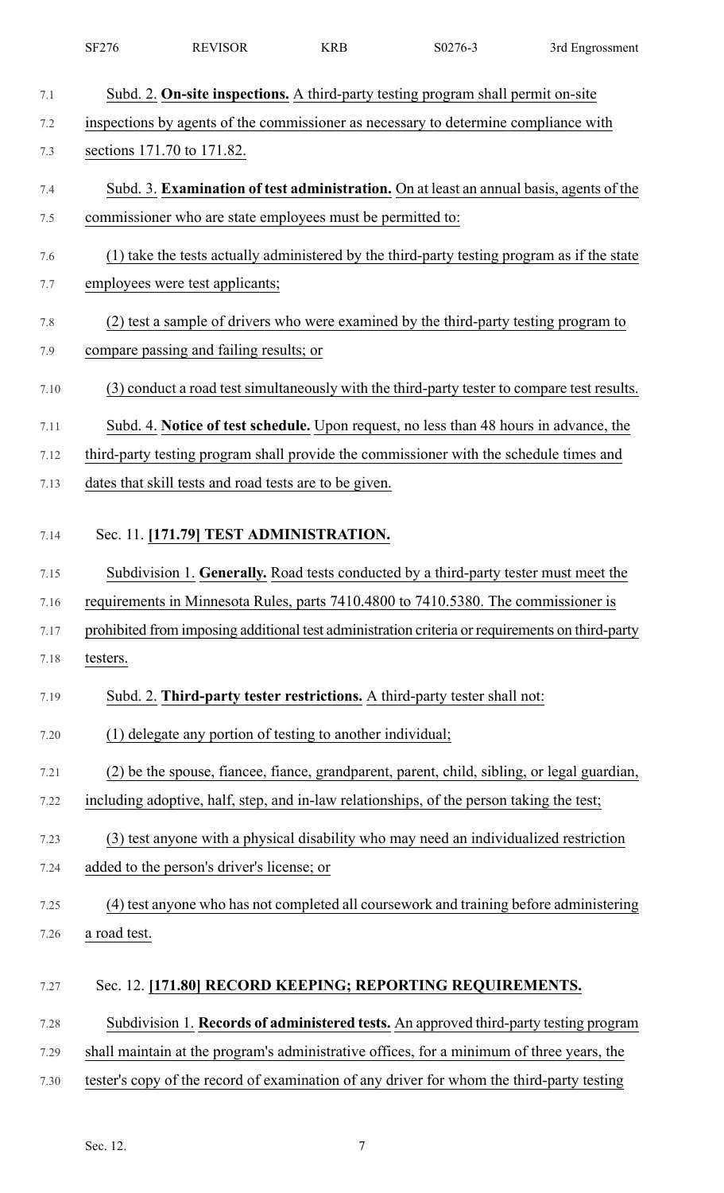Subd. 2. **On-site inspections.** A third-party testing program shall permit on-site inspections by agents of the commissioner as necessary to determine compliance with sections 171.70 to 171.82.

Subd. 3. **Examination of test administration.** On at least an annual basis, agents of the commissioner who are state employees must be permitted to:

(1) take the tests actually administered by the third-party testing program as if the state employees were test applicants;

(2) test a sample of drivers who were examined by the third-party testing program to compare passing and failing results; or

(3) conduct a road test simultaneously with the third-party tester to compare test results.

Subd. 4. **Notice of test schedule.** Upon request, no less than 48 hours in advance, the third-party testing program shall provide the commissioner with the schedule times and dates that skill tests and road tests are to be given.

## Sec. 11. [171.79] TEST ADMINISTRATION.

Subdivision 1. **Generally.** Road tests conducted by a third-party tester must meet the requirements in Minnesota Rules, parts 7410.4800 to 7410.5380. The commissioner is prohibited from imposing additional test administration criteria or requirements on third-party testers.

Subd. 2. **Third-party tester restrictions.** A third-party tester shall not:

(1) delegate any portion of testing to another individual;

(2) be the spouse, fiancee, fiance, grandparent, parent, child, sibling, or legal guardian, including adoptive, half, step, and in-law relationships, of the person taking the test;

(3) test anyone with a physical disability who may need an individualized restriction added to the person's driver's license; or

(4) test anyone who has not completed all coursework and training before administering a road test.

## Sec. 12. [171.80] RECORD KEEPING; REPORTING REQUIREMENTS.

Subdivision 1. **Records of administered tests.** An approved third-party testing program shall maintain at the program's administrative offices, for a minimum of three years, the tester's copy of the record of examination of any driver for whom the third-party testing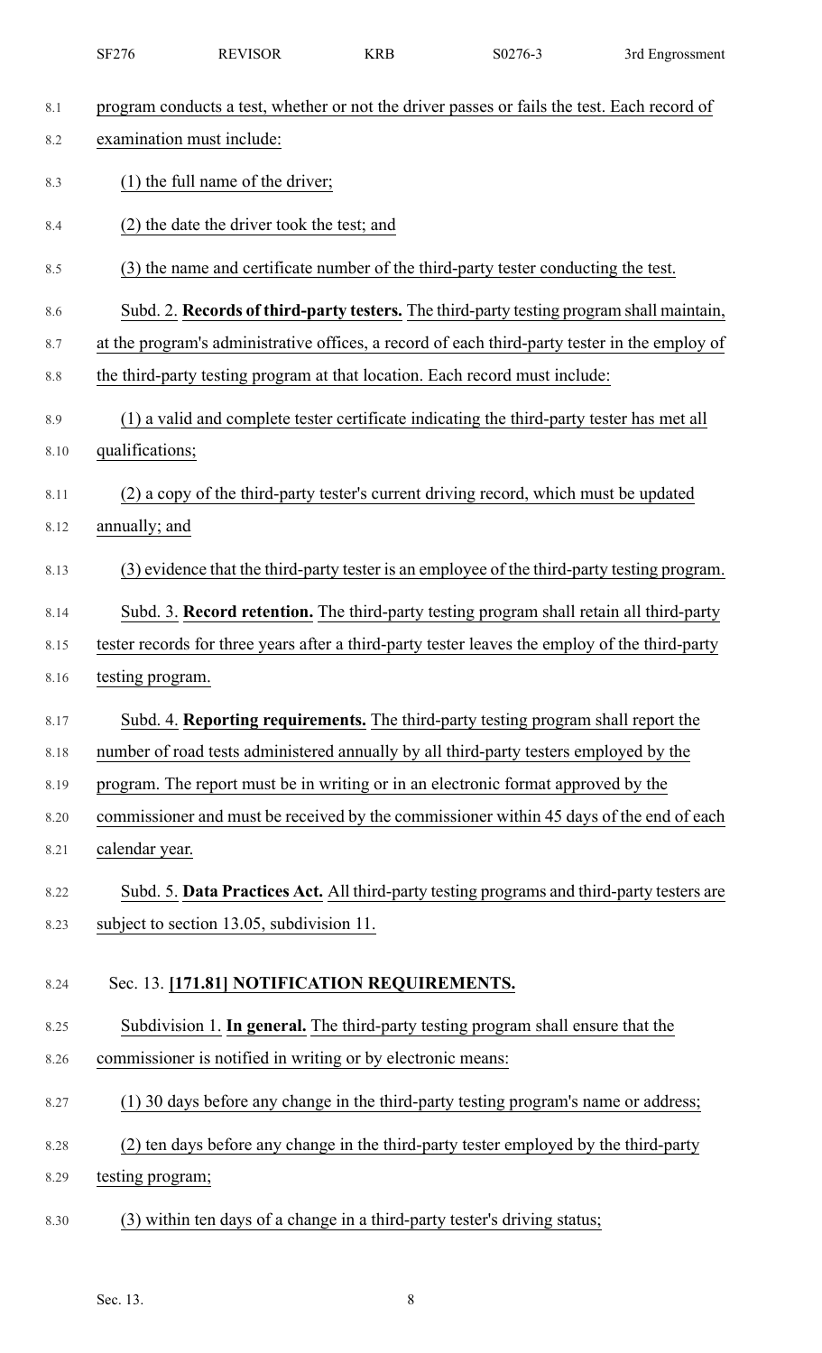program conducts a test, whether or not the driver passes or fails the test. Each record of examination must include:

(1) the full name of the driver;

(2) the date the driver took the test; and

(3) the name and certificate number of the third-party tester conducting the test.

Subd. 2. **Records of third-party testers.** The third-party testing program shall maintain, at the program's administrative offices, a record of each third-party tester in the employ of the third-party testing program at that location. Each record must include:

(1) a valid and complete tester certificate indicating the third-party tester has met all qualifications;

(2) a copy of the third-party tester's current driving record, which must be updated annually; and

(3) evidence that the third-party tester is an employee of the third-party testing program.

Subd. 3. **Record retention.** The third-party testing program shall retain all third-party tester records for three years after a third-party tester leaves the employ of the third-party testing program.

Subd. 4. **Reporting requirements.** The third-party testing program shall report the number of road tests administered annually by all third-party testers employed by the program. The report must be in writing or in an electronic format approved by the commissioner and must be received by the commissioner within 45 days of the end of each calendar year.

Subd. 5. **Data Practices Act.** All third-party testing programs and third-party testers are subject to section 13.05, subdivision 11.

Sec. 13. **[171.81] NOTIFICATION REQUIREMENTS.**

Subdivision 1. **In general.** The third-party testing program shall ensure that the commissioner is notified in writing or by electronic means:

(1) 30 days before any change in the third-party testing program's name or address;

(2) ten days before any change in the third-party tester employed by the third-party testing program;

(3) within ten days of a change in a third-party tester's driving status;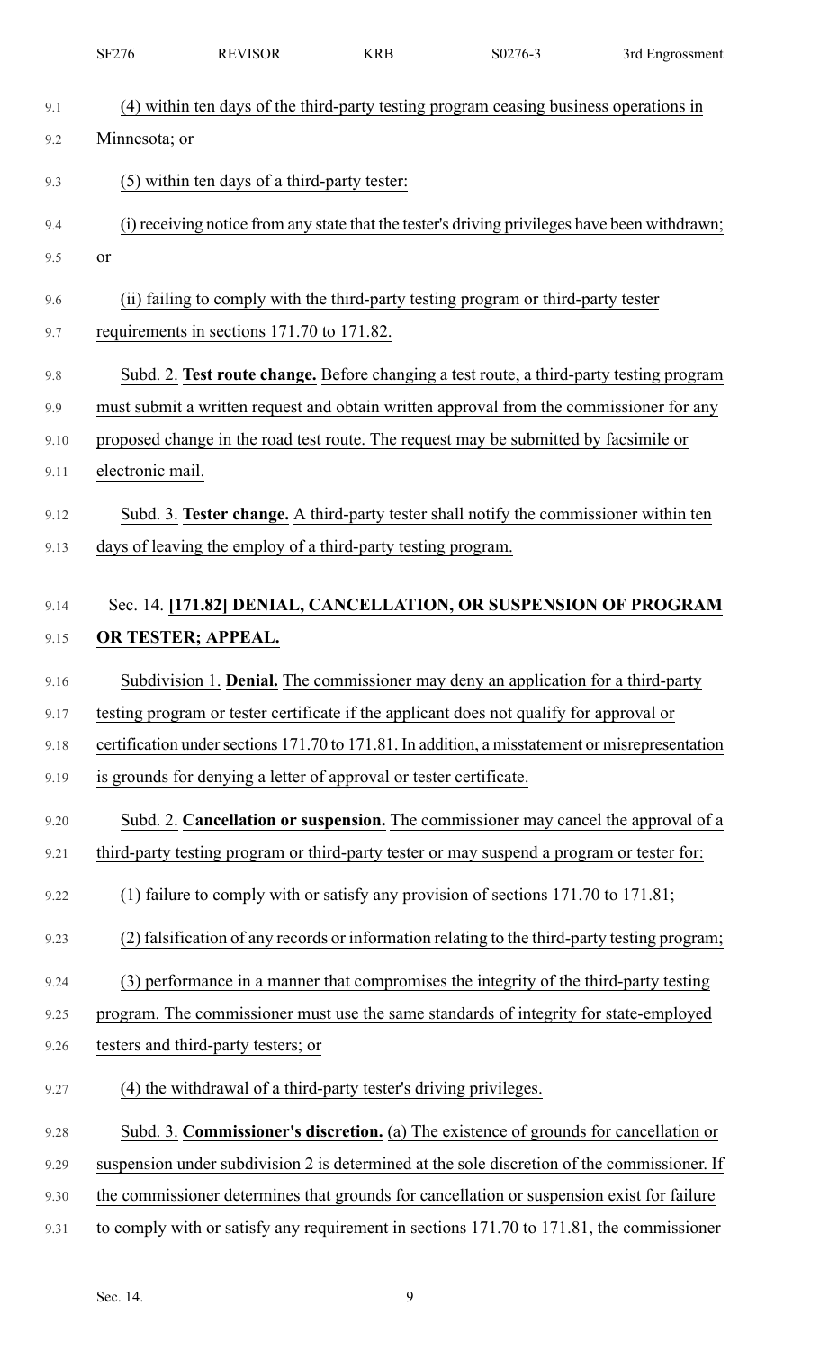(4) within ten days of the third-party testing program ceasing business operations in Minnesota; or

(5) within ten days of a third-party tester:

(i) receiving notice from any state that the tester's driving privileges have been withdrawn; or

(ii) failing to comply with the third-party testing program or third-party tester requirements in sections 171.70 to 171.82.

Subd. 2. **Test route change.** Before changing a test route, a third-party testing program must submit a written request and obtain written approval from the commissioner for any proposed change in the road test route. The request may be submitted by facsimile or electronic mail.

Subd. 3. **Tester change.** A third-party tester shall notify the commissioner within ten days of leaving the employ of a third-party testing program.

## Sec. 14. [171.82] DENIAL, CANCELLATION, OR SUSPENSION OF PROGRAM OR TESTER; APPEAL.

Subdivision 1. **Denial.** The commissioner may deny an application for a third-party testing program or tester certificate if the applicant does not qualify for approval or certification under sections 171.70 to 171.81. In addition, a misstatement or misrepresentation is grounds for denying a letter of approval or tester certificate.

Subd. 2. **Cancellation or suspension.** The commissioner may cancel the approval of a third-party testing program or third-party tester or may suspend a program or tester for:

(1) failure to comply with or satisfy any provision of sections 171.70 to 171.81;

(2) falsification of any records or information relating to the third-party testing program;

(3) performance in a manner that compromises the integrity of the third-party testing program. The commissioner must use the same standards of integrity for state-employed testers and third-party testers; or

(4) the withdrawal of a third-party tester's driving privileges.

Subd. 3. **Commissioner's discretion.** (a) The existence of grounds for cancellation or suspension under subdivision 2 is determined at the sole discretion of the commissioner. If the commissioner determines that grounds for cancellation or suspension exist for failure to comply with or satisfy any requirement in sections 171.70 to 171.81, the commissioner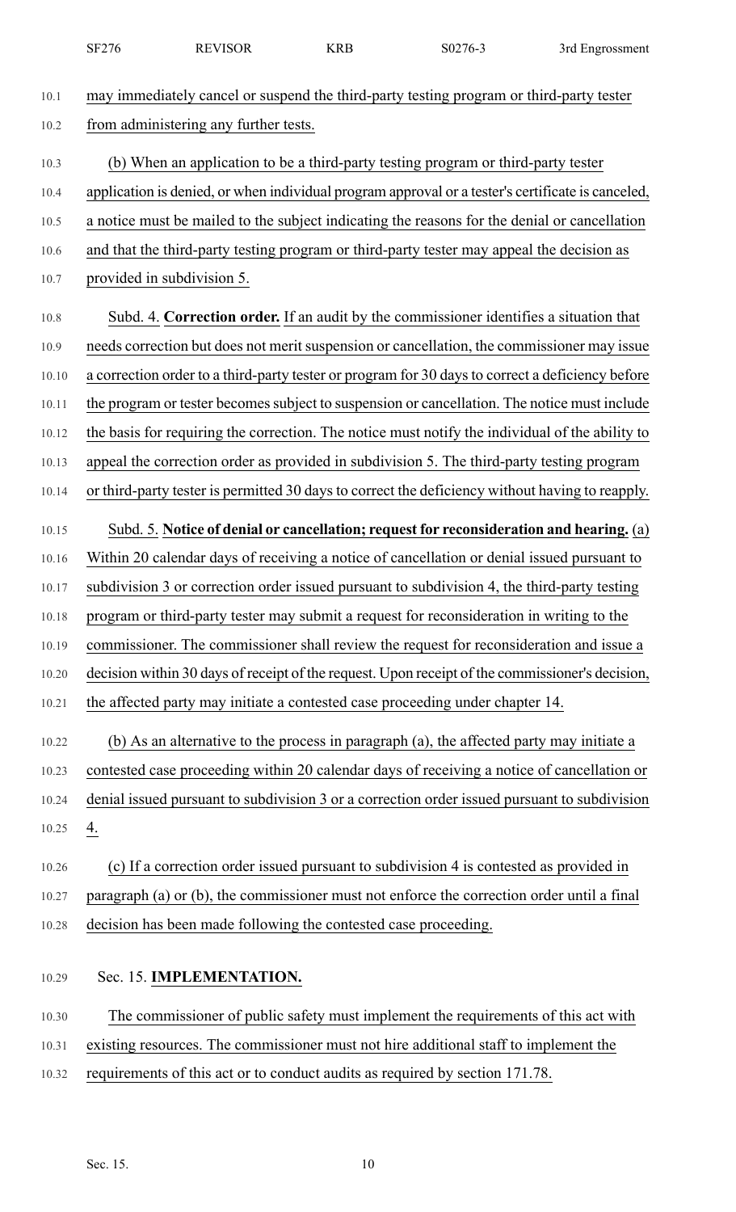may immediately cancel or suspend the third-party testing program or third-party tester from administering any further tests.

(b) When an application to be a third-party testing program or third-party tester application is denied, or when individual program approval or a tester's certificate is canceled, a notice must be mailed to the subject indicating the reasons for the denial or cancellation and that the third-party testing program or third-party tester may appeal the decision as provided in subdivision 5.

Subd. 4. **Correction order.** If an audit by the commissioner identifies a situation that needs correction but does not merit suspension or cancellation, the commissioner may issue a correction order to a third-party tester or program for 30 days to correct a deficiency before the program or tester becomes subject to suspension or cancellation. The notice must include the basis for requiring the correction. The notice must notify the individual of the ability to appeal the correction order as provided in subdivision 5. The third-party testing program or third-party tester is permitted 30 days to correct the deficiency without having to reapply.

Subd. 5. **Notice of denial or cancellation; request for reconsideration and hearing.** (a) Within 20 calendar days of receiving a notice of cancellation or denial issued pursuant to subdivision 3 or correction order issued pursuant to subdivision 4, the third-party testing program or third-party tester may submit a request for reconsideration in writing to the commissioner. The commissioner shall review the request for reconsideration and issue a decision within 30 days of receipt of the request. Upon receipt of the commissioner's decision, the affected party may initiate a contested case proceeding under chapter 14.

(b) As an alternative to the process in paragraph (a), the affected party may initiate a contested case proceeding within 20 calendar days of receiving a notice of cancellation or denial issued pursuant to subdivision 3 or a correction order issued pursuant to subdivision 4.

(c) If a correction order issued pursuant to subdivision 4 is contested as provided in paragraph (a) or (b), the commissioner must not enforce the correction order until a final decision has been made following the contested case proceeding.

Sec. 15. **IMPLEMENTATION.**

The commissioner of public safety must implement the requirements of this act with existing resources. The commissioner must not hire additional staff to implement the requirements of this act or to conduct audits as required by section 171.78.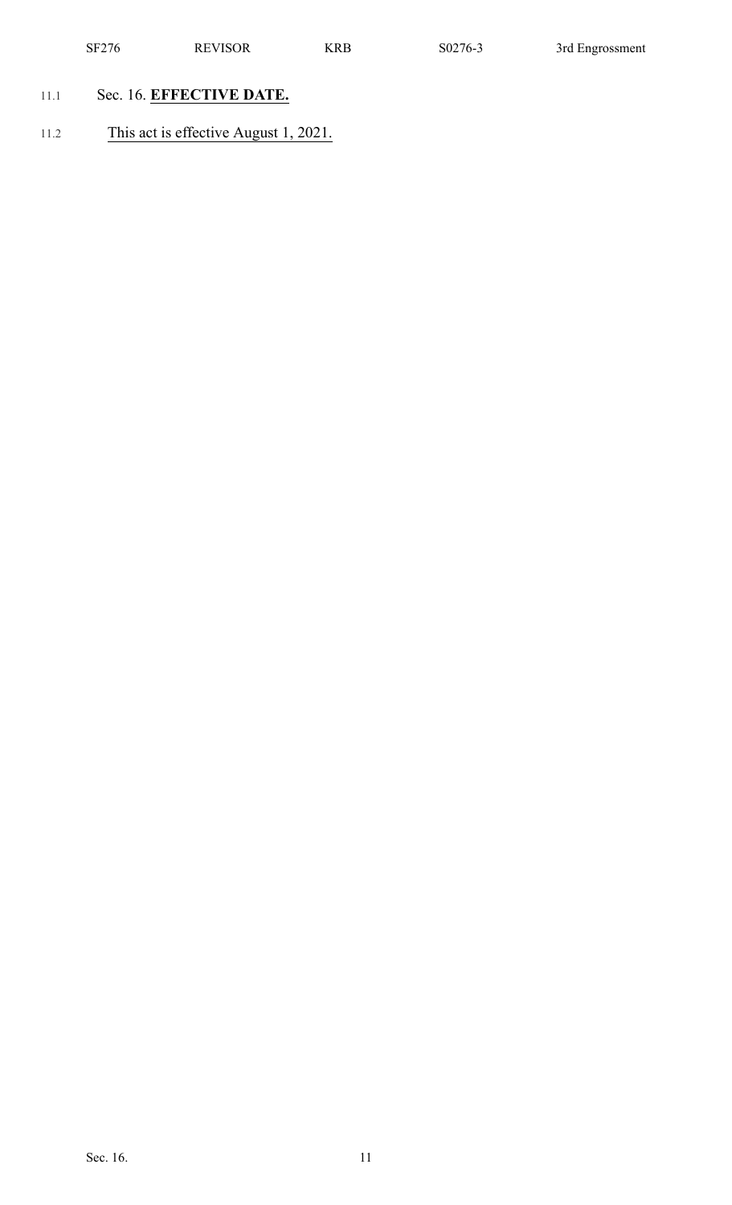Sec. 16. **EFFECTIVE DATE.**

This act is effective August 1, 2021.